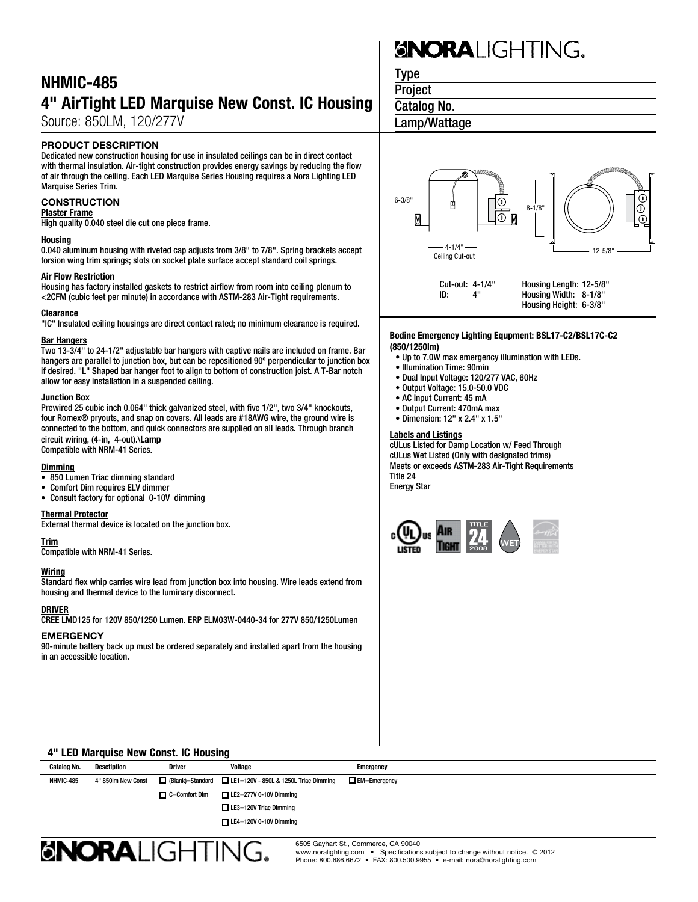# NHMIC-485

## 4" AirTight LED Marquise New Const. IC Housing

Source: 850LM, 120/277V

NORA LIGHTING

| Type | |
|---|---|
| Project | |
| Catalog No. | |
| Lamp/Wattage | |

### PRODUCT DESCRIPTION

Dedicated new construction housing for use in insulated ceilings can be in direct contact with thermal insulation. Air-tight construction provides energy savings by reducing the flow of air through the ceiling. Each LED Marquise Series Housing requires a Nora Lighting LED Marquise Series Trim.

### CONSTRUCTION

**Plaster Frame**
High quality 0.040 steel die cut one piece frame.

**Housing**
0.040 aluminum housing with riveted cap adjusts from 3/8" to 7/8". Spring brackets accept torsion wing trim springs; slots on socket plate surface accept standard coil springs.

**Air Flow Restriction**
Housing has factory installed gaskets to restrict airflow from room into ceiling plenum to <2CFM (cubic feet per minute) in accordance with ASTM-283 Air-Tight requirements.

**Clearance**
"IC" Insulated ceiling housings are direct contact rated; no minimum clearance is required.

**Bar Hangers**
Two 13-3/4" to 24-1/2" adjustable bar hangers with captive nails are included on frame. Bar hangers are parallel to junction box, but can be repositioned 90º perpendicular to junction box if desired. "L" Shaped bar hanger foot to align to bottom of construction joist. A T-Bar notch allow for easy installation in a suspended ceiling.

**Junction Box**
Prewired 25 cubic inch 0.064" thick galvanized steel, with five 1/2", two 3/4" knockouts, four Romex® pryouts, and snap on covers. All leads are #18AWG wire, the ground wire is connected to the bottom, and quick connectors are supplied on all leads. Through branch circuit wiring, (4-in, 4-out).\\**Lamp**
Compatible with NRM-41 Series.

**Dimming**
- 850 Lumen Triac dimming standard
- Comfort Dim requires ELV dimmer
- Consult factory for optional 0-10V dimming

**Thermal Protector**
External thermal device is located on the junction box.

**Trim**
Compatible with NRM-41 Series.

**Wiring**
Standard flex whip carries wire lead from junction box into housing. Wire leads extend from housing and thermal device to the luminary disconnect.

**DRIVER**
CREE LMD125 for 120V 850/1250 Lumen. ERP ELM03W-0440-34 for 277V 850/1250Lumen

### EMERGENCY

90-minute battery back up must be ordered separately and installed apart from the housing in an accessible location.

6-3/8"  8-1/8"  4-1/4" Ceiling Cut-out  12-5/8"

| | | | |
|---|---|---|---|
| Cut-out: | 4-1/4" | Housing Length: | 12-5/8" |
| ID: | 4" | Housing Width: | 8-1/8" |
| | | Housing Height: | 6-3/8" |

**Bodine Emergency Lighting Equipment: BSL17-C2/BSL17C-C2 (850/1250lm)**

- Up to 7.0W max emergency illumination with LEDs.
- Illumination Time: 90min
- Dual Input Voltage: 120/277 VAC, 60Hz
- Output Voltage: 15.0-50.0 VDC
- AC Input Current: 45 mA
- Output Current: 470mA max
- Dimension: 12" x 2.4" x 1.5"

**Labels and Listings**
cULus Listed for Damp Location w/ Feed Through
cULus Wet Listed (Only with designated trims)
Meets or exceeds ASTM-283 Air-Tight Requirements
Title 24
Energy Star

## 4" LED Marquise New Const. IC Housing

| Catalog No. | Desctiption | Driver | Voltage | Emergency |
|---|---|---|---|---|
| NHMIC-485 | 4" 850lm New Const | ☐ (Blank)=Standard | ☐ LE1=120V - 850L & 1250L Triac Dimming | ☐ EM=Emergency |
| | | ☐ C=Comfort Dim | ☐ LE2=277V 0-10V Dimming | |
| | | | ☐ LE3=120V Triac Dimming | |
| | | | ☐ LE4=120V 0-10V Dimming | |

NORA LIGHTING

6505 Gayhart St., Commerce, CA 90040
www.noralighting.com • Specifications subject to change without notice. © 2012
Phone: 800.686.6672 • FAX: 800.500.9955 • e-mail: nora@noralighting.com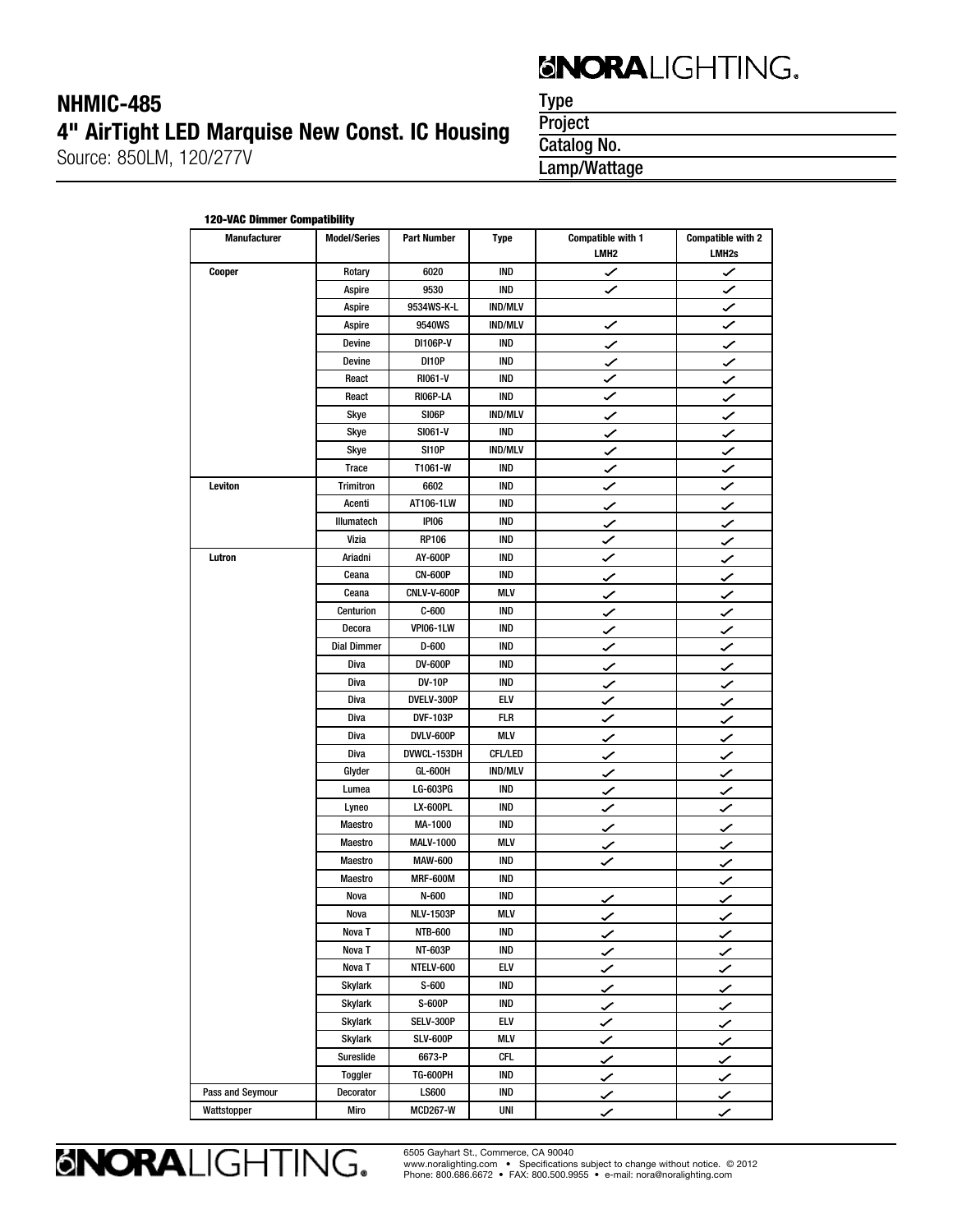# NHMIC-485

## 4" AirTight LED Marquise New Const. IC Housing

Source: 850LM, 120/277V

NORALIGHTING

Type

Project

Catalog No.

Lamp/Wattage

**120-VAC Dimmer Compatibility**

| Manufacturer | Model/Series | Part Number | Type | Compatible with 1 LMH2 | Compatible with 2 LMH2s |
|---|---|---|---|---|---|
| Cooper | Rotary | 6020 | IND | ✓ | ✓ |
| | Aspire | 9530 | IND | ✓ | ✓ |
| | Aspire | 9534WS-K-L | IND/MLV | | ✓ |
| | Aspire | 9540WS | IND/MLV | ✓ | ✓ |
| | Devine | DI106P-V | IND | ✓ | ✓ |
| | Devine | DI10P | IND | ✓ | ✓ |
| | React | RI061-V | IND | ✓ | ✓ |
| | React | RI06P-LA | IND | ✓ | ✓ |
| | Skye | SI06P | IND/MLV | ✓ | ✓ |
| | Skye | SI061-V | IND | ✓ | ✓ |
| | Skye | SI10P | IND/MLV | ✓ | ✓ |
| | Trace | T1061-W | IND | ✓ | ✓ |
| Leviton | Trimitron | 6602 | IND | ✓ | ✓ |
| | Acenti | AT106-1LW | IND | ✓ | ✓ |
| | Illumatech | IPI06 | IND | ✓ | ✓ |
| | Vizia | RP106 | IND | ✓ | ✓ |
| Lutron | Ariadni | AY-600P | IND | ✓ | ✓ |
| | Ceana | CN-600P | IND | ✓ | ✓ |
| | Ceana | CNLV-V-600P | MLV | ✓ | ✓ |
| | Centurion | C-600 | IND | ✓ | ✓ |
| | Decora | VPI06-1LW | IND | ✓ | ✓ |
| | Dial Dimmer | D-600 | IND | ✓ | ✓ |
| | Diva | DV-600P | IND | ✓ | ✓ |
| | Diva | DV-10P | IND | ✓ | ✓ |
| | Diva | DVELV-300P | ELV | ✓ | ✓ |
| | Diva | DVF-103P | FLR | ✓ | ✓ |
| | Diva | DVLV-600P | MLV | ✓ | ✓ |
| | Diva | DVWCL-153DH | CFL/LED | ✓ | ✓ |
| | Glyder | GL-600H | IND/MLV | ✓ | ✓ |
| | Lumea | LG-603PG | IND | ✓ | ✓ |
| | Lyneo | LX-600PL | IND | ✓ | ✓ |
| | Maestro | MA-1000 | IND | ✓ | ✓ |
| | Maestro | MALV-1000 | MLV | ✓ | ✓ |
| | Maestro | MAW-600 | IND | ✓ | ✓ |
| | Maestro | MRF-600M | IND | | ✓ |
| | Nova | N-600 | IND | ✓ | ✓ |
| | Nova | NLV-1503P | MLV | ✓ | ✓ |
| | Nova T | NTB-600 | IND | ✓ | ✓ |
| | Nova T | NT-603P | IND | ✓ | ✓ |
| | Nova T | NTELV-600 | ELV | ✓ | ✓ |
| | Skylark | S-600 | IND | ✓ | ✓ |
| | Skylark | S-600P | IND | ✓ | ✓ |
| | Skylark | SELV-300P | ELV | ✓ | ✓ |
| | Skylark | SLV-600P | MLV | ✓ | ✓ |
| | Sureslide | 6673-P | CFL | ✓ | ✓ |
| | Toggler | TG-600PH | IND | ✓ | ✓ |
| Pass and Seymour | Decorator | LS600 | IND | ✓ | ✓ |
| Wattstopper | Miro | MCD267-W | UNI | ✓ | ✓ |

NORALIGHTING

6505 Gayhart St., Commerce, CA 90040
www.noralighting.com • Specifications subject to change without notice. © 2012
Phone: 800.686.6672 • FAX: 800.500.9955 • e-mail: nora@noralighting.com